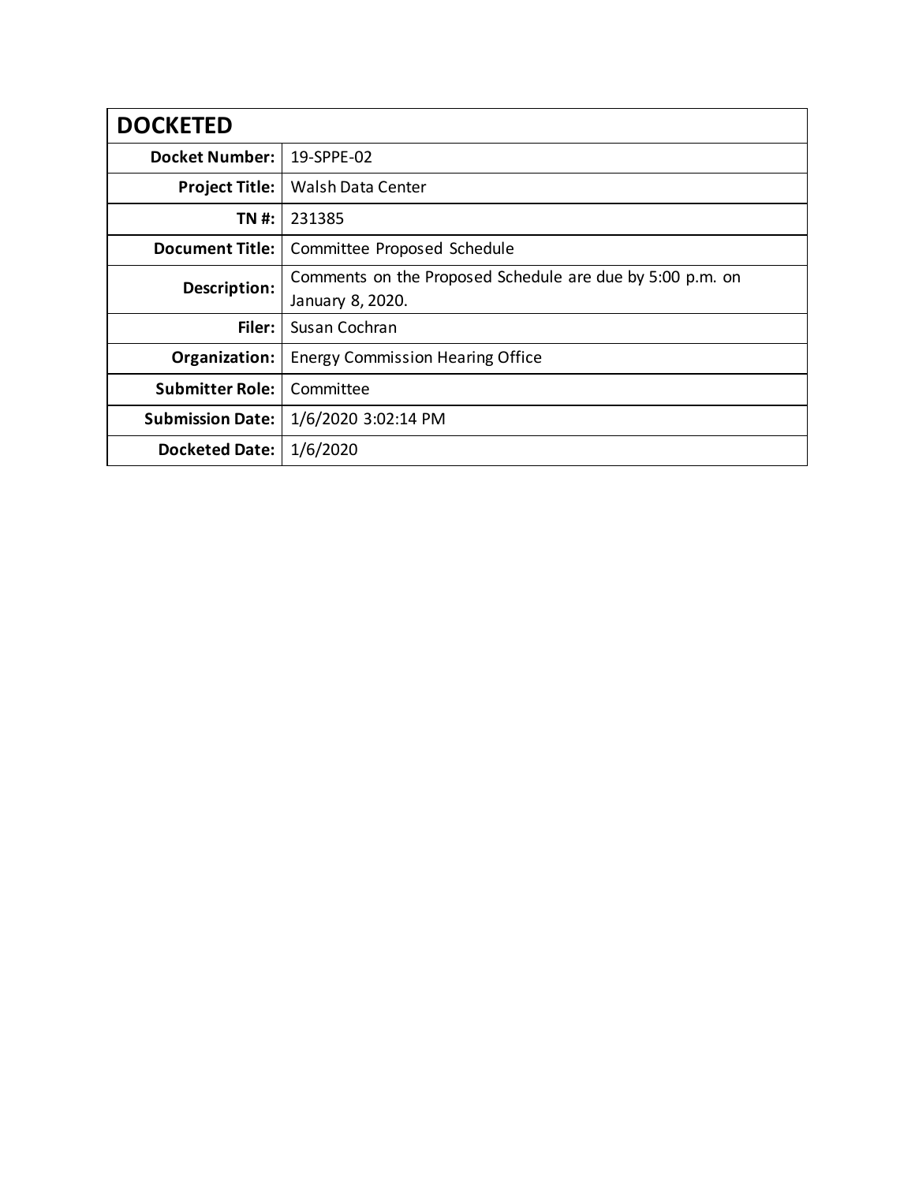| DOCKETED | |
|---|---|
| **Docket Number:** | 19-SPPE-02 |
| **Project Title:** | Walsh Data Center |
| **TN #:** | 231385 |
| **Document Title:** | Committee Proposed Schedule |
| **Description:** | Comments on the Proposed Schedule are due by 5:00 p.m. on January 8, 2020. |
| **Filer:** | Susan Cochran |
| **Organization:** | Energy Commission Hearing Office |
| **Submitter Role:** | Committee |
| **Submission Date:** | 1/6/2020 3:02:14 PM |
| **Docketed Date:** | 1/6/2020 |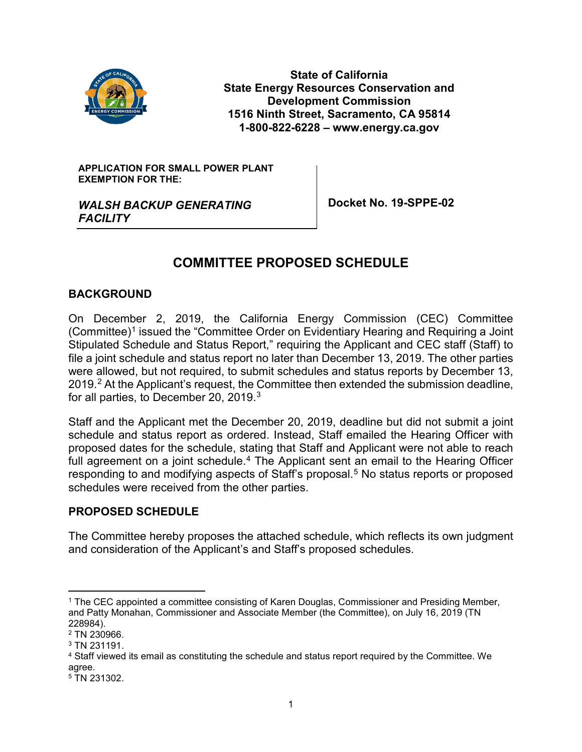**State of California**
**State Energy Resources Conservation and Development Commission**
**1516 Ninth Street, Sacramento, CA 95814**
**1-800-822-6228 – www.energy.ca.gov**

| APPLICATION FOR SMALL POWER PLANT EXEMPTION FOR THE: *WALSH BACKUP GENERATING FACILITY* | Docket No. 19-SPPE-02 |
|---|---|

# COMMITTEE PROPOSED SCHEDULE

## BACKGROUND

On December 2, 2019, the California Energy Commission (CEC) Committee (Committee)[1] issued the "Committee Order on Evidentiary Hearing and Requiring a Joint Stipulated Schedule and Status Report," requiring the Applicant and CEC staff (Staff) to file a joint schedule and status report no later than December 13, 2019. The other parties were allowed, but not required, to submit schedules and status reports by December 13, 2019.[2] At the Applicant's request, the Committee then extended the submission deadline, for all parties, to December 20, 2019.[3]

Staff and the Applicant met the December 20, 2019, deadline but did not submit a joint schedule and status report as ordered. Instead, Staff emailed the Hearing Officer with proposed dates for the schedule, stating that Staff and Applicant were not able to reach full agreement on a joint schedule.[4] The Applicant sent an email to the Hearing Officer responding to and modifying aspects of Staff's proposal.[5] No status reports or proposed schedules were received from the other parties.

## PROPOSED SCHEDULE

The Committee hereby proposes the attached schedule, which reflects its own judgment and consideration of the Applicant's and Staff's proposed schedules.

---

[1] The CEC appointed a committee consisting of Karen Douglas, Commissioner and Presiding Member, and Patty Monahan, Commissioner and Associate Member (the Committee), on July 16, 2019 (TN 228984).

[2] TN 230966.

[3] TN 231191.

[4] Staff viewed its email as constituting the schedule and status report required by the Committee. We agree.

[5] TN 231302.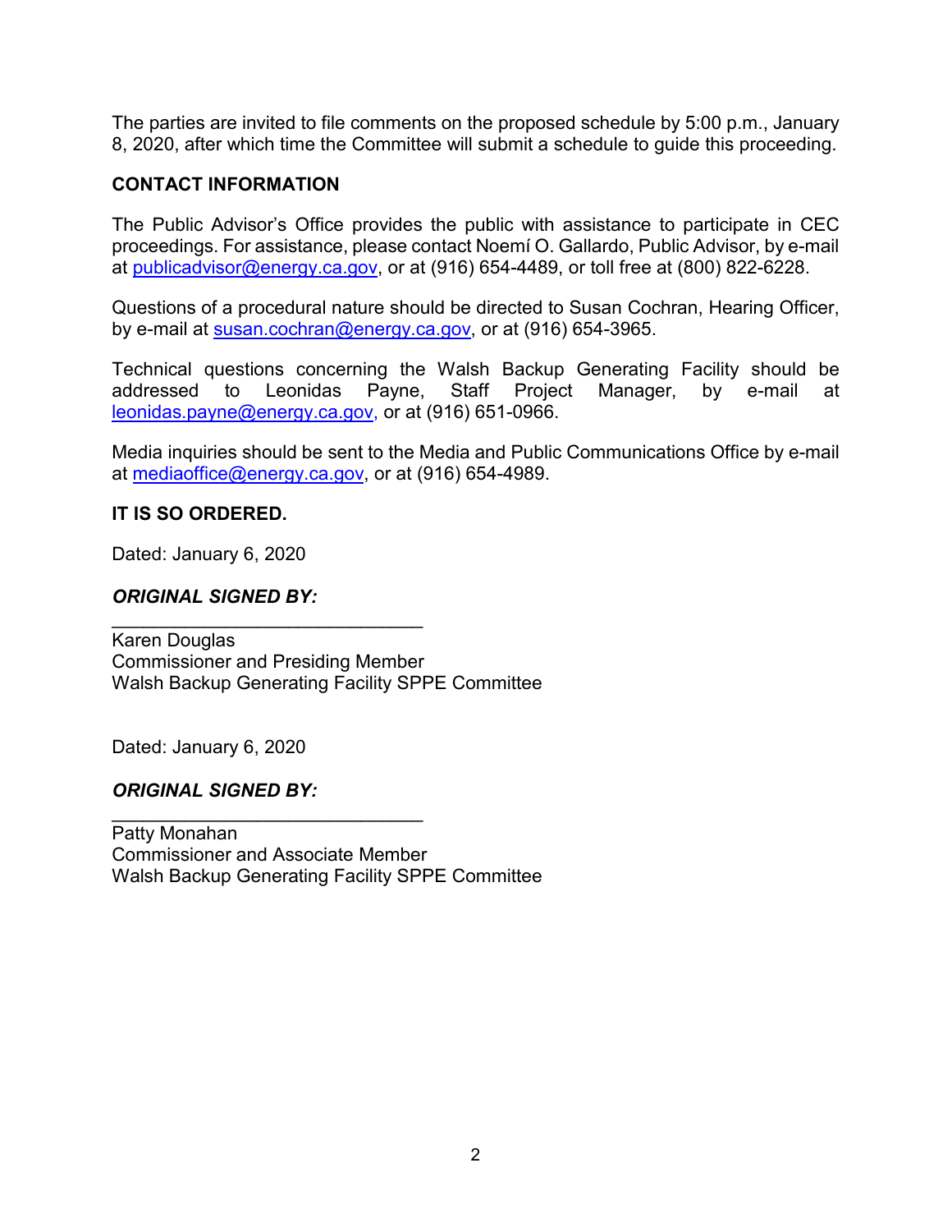The parties are invited to file comments on the proposed schedule by 5:00 p.m., January 8, 2020, after which time the Committee will submit a schedule to guide this proceeding.

**CONTACT INFORMATION**

The Public Advisor's Office provides the public with assistance to participate in CEC proceedings. For assistance, please contact Noemí O. Gallardo, Public Advisor, by e-mail at publicadvisor@energy.ca.gov, or at (916) 654-4489, or toll free at (800) 822-6228.

Questions of a procedural nature should be directed to Susan Cochran, Hearing Officer, by e-mail at susan.cochran@energy.ca.gov, or at (916) 654-3965.

Technical questions concerning the Walsh Backup Generating Facility should be addressed to Leonidas Payne, Staff Project Manager, by e-mail at leonidas.payne@energy.ca.gov, or at (916) 651-0966.

Media inquiries should be sent to the Media and Public Communications Office by e-mail at mediaoffice@energy.ca.gov, or at (916) 654-4989.

**IT IS SO ORDERED.**

Dated: January 6, 2020

***ORIGINAL SIGNED BY:***

Karen Douglas
Commissioner and Presiding Member
Walsh Backup Generating Facility SPPE Committee

Dated: January 6, 2020

***ORIGINAL SIGNED BY:***

Patty Monahan
Commissioner and Associate Member
Walsh Backup Generating Facility SPPE Committee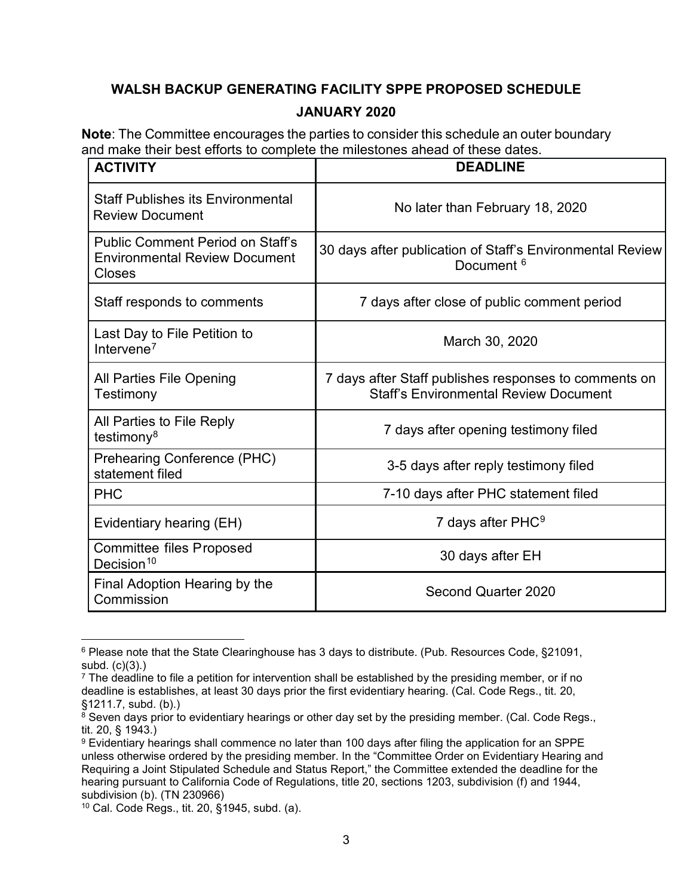**WALSH BACKUP GENERATING FACILITY SPPE PROPOSED SCHEDULE**

**JANUARY 2020**

**Note**: The Committee encourages the parties to consider this schedule an outer boundary and make their best efforts to complete the milestones ahead of these dates.

| ACTIVITY | DEADLINE |
|---|---|
| Staff Publishes its Environmental Review Document | No later than February 18, 2020 |
| Public Comment Period on Staff's Environmental Review Document Closes | 30 days after publication of Staff's Environmental Review Document [6] |
| Staff responds to comments | 7 days after close of public comment period |
| Last Day to File Petition to Intervene[7] | March 30, 2020 |
| All Parties File Opening Testimony | 7 days after Staff publishes responses to comments on Staff's Environmental Review Document |
| All Parties to File Reply testimony[8] | 7 days after opening testimony filed |
| Prehearing Conference (PHC) statement filed | 3-5 days after reply testimony filed |
| PHC | 7-10 days after PHC statement filed |
| Evidentiary hearing (EH) | 7 days after PHC[9] |
| Committee files Proposed Decision[10] | 30 days after EH |
| Final Adoption Hearing by the Commission | Second Quarter 2020 |

---

[6] Please note that the State Clearinghouse has 3 days to distribute. (Pub. Resources Code, §21091, subd. (c)(3).)

[7] The deadline to file a petition for intervention shall be established by the presiding member, or if no deadline is establishes, at least 30 days prior the first evidentiary hearing. (Cal. Code Regs., tit. 20, §1211.7, subd. (b).)

[8] Seven days prior to evidentiary hearings or other day set by the presiding member. (Cal. Code Regs., tit. 20, § 1943.)

[9] Evidentiary hearings shall commence no later than 100 days after filing the application for an SPPE unless otherwise ordered by the presiding member. In the "Committee Order on Evidentiary Hearing and Requiring a Joint Stipulated Schedule and Status Report," the Committee extended the deadline for the hearing pursuant to California Code of Regulations, title 20, sections 1203, subdivision (f) and 1944, subdivision (b). (TN 230966)

[10] Cal. Code Regs., tit. 20, §1945, subd. (a).